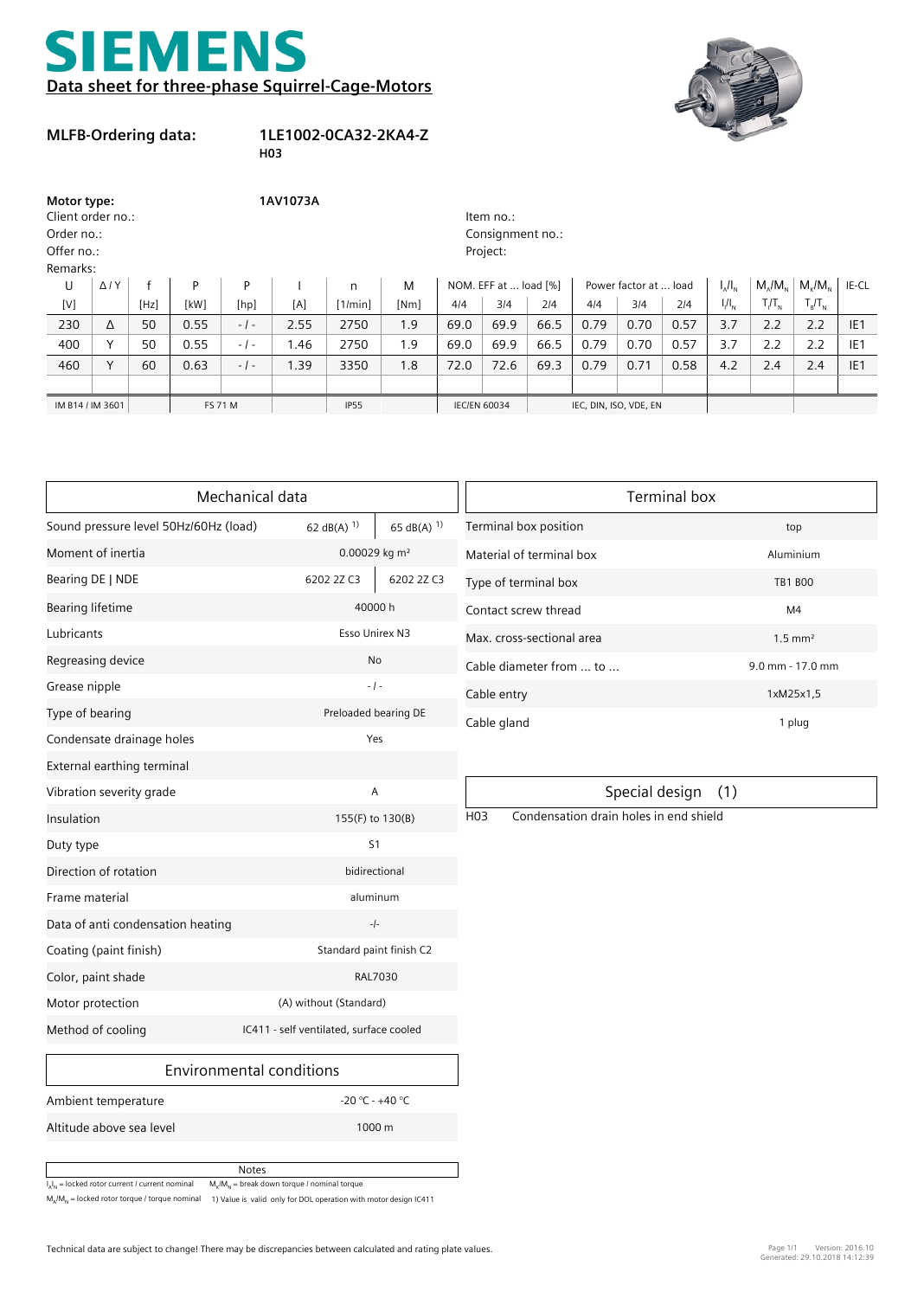# SIEMENS

## Data sheet for three-phase Squirrel-Cage-Motors

**MLFB-Ordering data:** **1LE1002-0CA32-2KA4-Z**
**H03**

**Motor type:** **1AV1073A**

Client order no.:
Order no.:
Offer no.:
Remarks:

Item no.:
Consignment no.:
Project:

| U | Δ / Y | f | P | P | I | n | M | NOM. EFF at ... load [%] | | | Power factor at ... load | | | $I_A/I_N$ | $M_A/M_N$ | $M_K/M_N$ | IE-CL |
|---|---|---|---|---|---|---|---|---|---|---|---|---|---|---|---|---|---|
| [V] | | [Hz] | [kW] | [hp] | [A] | [1/min] | [Nm] | 4/4 | 3/4 | 2/4 | 4/4 | 3/4 | 2/4 | $I_I/I_N$ | $T_I/T_N$ | $T_B/T_N$ | |
| 230 | Δ | 50 | 0.55 | - / - | 2.55 | 2750 | 1.9 | 69.0 | 69.9 | 66.5 | 0.79 | 0.70 | 0.57 | 3.7 | 2.2 | 2.2 | IE1 |
| 400 | Y | 50 | 0.55 | - / - | 1.46 | 2750 | 1.9 | 69.0 | 69.9 | 66.5 | 0.79 | 0.70 | 0.57 | 3.7 | 2.2 | 2.2 | IE1 |
| 460 | Y | 60 | 0.63 | - / - | 1.39 | 3350 | 1.8 | 72.0 | 72.6 | 69.3 | 0.79 | 0.71 | 0.58 | 4.2 | 2.4 | 2.4 | IE1 |
| IM B14 / IM 3601 | | | FS 71 M | | | IP55 | | IEC/EN 60034 | | | IEC, DIN, ISO, VDE, EN | | | | | | |

## Mechanical data

| | | |
|---|---|---|
| Sound pressure level 50Hz/60Hz (load) | 62 dB(A) [1] | 65 dB(A) [1] |
| Moment of inertia | 0.00029 kg m² | |
| Bearing DE \| NDE | 6202 2Z C3 | 6202 2Z C3 |
| Bearing lifetime | 40000 h | |
| Lubricants | Esso Unirex N3 | |
| Regreasing device | No | |
| Grease nipple | - / - | |
| Type of bearing | Preloaded bearing DE | |
| Condensate drainage holes | Yes | |
| External earthing terminal | | |
| Vibration severity grade | A | |
| Insulation | 155(F) to 130(B) | |
| Duty type | S1 | |
| Direction of rotation | bidirectional | |
| Frame material | aluminum | |
| Data of anti condensation heating | -/- | |
| Coating (paint finish) | Standard paint finish C2 | |
| Color, paint shade | RAL7030 | |
| Motor protection | (A) without (Standard) | |
| Method of cooling | IC411 - self ventilated, surface cooled | |

## Terminal box

| | |
|---|---|
| Terminal box position | top |
| Material of terminal box | Aluminium |
| Type of terminal box | TB1 B00 |
| Contact screw thread | M4 |
| Max. cross-sectional area | 1.5 mm² |
| Cable diameter from ... to ... | 9.0 mm - 17.0 mm |
| Cable entry | 1xM25x1,5 |
| Cable gland | 1 plug |

## Special design (1)

H03 Condensation drain holes in end shield

## Environmental conditions

| | |
|---|---|
| Ambient temperature | -20 °C - +40 °C |
| Altitude above sea level | 1000 m |

## Notes

$I_A/I_N$ = locked rotor current / current nominal
$M_A/M_N$ = locked rotor torque / torque nominal
$M_K/M_N$ = break down torque / nominal torque
1) Value is valid only for DOL operation with motor design IC411

Technical data are subject to change! There may be discrepancies between calculated and rating plate values.

Version: 2016.10
Generated: 29.10.2018 14:12:39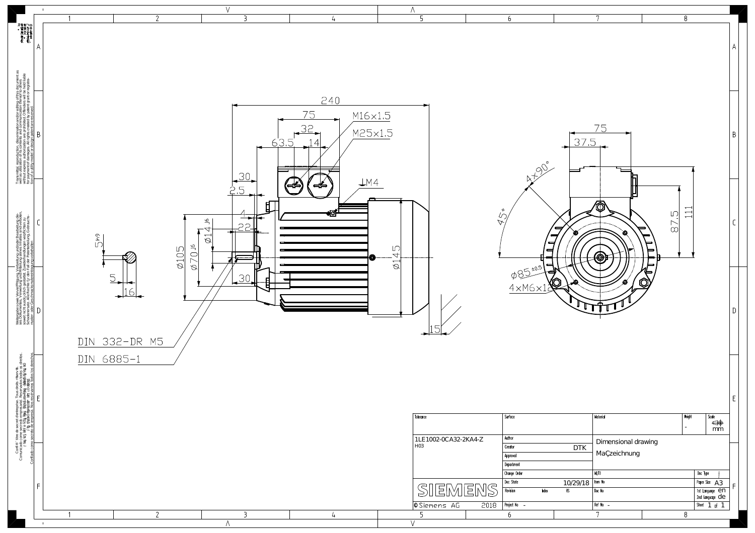240

75

32

63.5

14

M16×1.5

M25×1.5

30

2.5

4

22

30

M4

5 h9

5

16

Ø105

Ø70 j6

Ø14 j6

Ø145

15

DIN 332-DR M5

DIN 6885-1

75

37.5

4×90°

45°

87.5

111

Ø85 ±0.5

4×M6×12

| Tolerance | Surface | Material | Weight | Scale |
|---|---|---|---|---|
| | | | - | mm |
| 1LE1002-0CA32-2KA4-Z H03 | Author / Creator: DTK / Approval / Department | Dimensional drawing MaÇzeichnung | | |
| | Change Order | MLFB | Doc Type | |
| SIEMENS | Doc State: 10/29/18 | Item No | Paper Size A3 | |
| | Revision / Index / RS | Doc No | 1st Language en / 2nd Language de | |
| © Siemens AG 2018 | Project No - | Ref No - | Sheet 1 of 1 | |